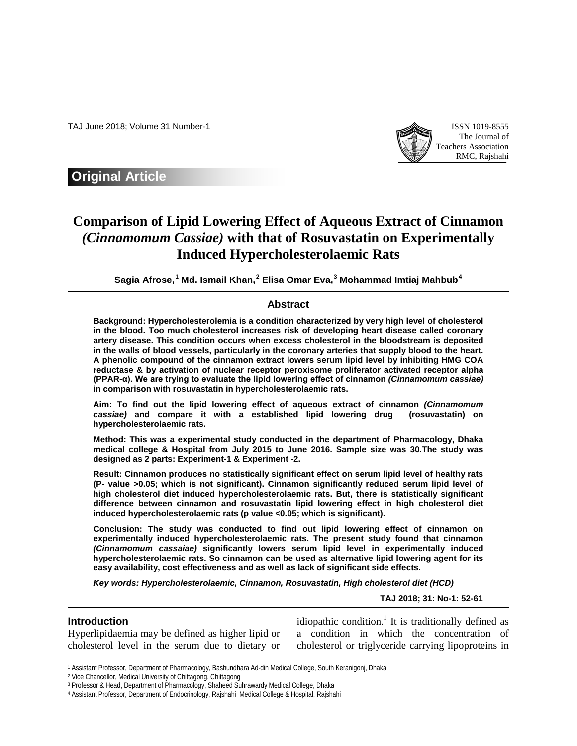Original Article

# Comparison of Lipid Lowering Effect of Aqueous Extract of Cinnamon *(Cinnamomum Cassiae)* with that of Rosuvastatin on Experimentally Induced Hypercholesterolaemic Rats

**Sagia Afrose,[1] Md. Ismail Khan,[2] Elisa Omar Eva,[3] Mohammad Imtiaj Mahbub[4]**

## Abstract

**Background: Hypercholesterolemia is a condition characterized by very high level of cholesterol in the blood. Too much cholesterol increases risk of developing heart disease called coronary artery disease. This condition occurs when excess cholesterol in the bloodstream is deposited in the walls of blood vessels, particularly in the coronary arteries that supply blood to the heart. A phenolic compound of the cinnamon extract lowers serum lipid level by inhibiting HMG COA reductase & by activation of nuclear receptor peroxisome proliferator activated receptor alpha (PPAR-α). We are trying to evaluate the lipid lowering effect of cinnamon *(Cinnamomum cassiae)* in comparison with rosuvastatin in hypercholesterolaemic rats.**

**Aim: To find out the lipid lowering effect of aqueous extract of cinnamon *(Cinnamomum cassiae)* and compare it with a established lipid lowering drug (rosuvastatin) on hypercholesterolaemic rats.**

**Method: This was a experimental study conducted in the department of Pharmacology, Dhaka medical college & Hospital from July 2015 to June 2016. Sample size was 30.The study was designed as 2 parts: Experiment-1 & Experiment -2.**

**Result: Cinnamon produces no statistically significant effect on serum lipid level of healthy rats (P- value >0.05; which is not significant). Cinnamon significantly reduced serum lipid level of high cholesterol diet induced hypercholesterolaemic rats. But, there is statistically significant difference between cinnamon and rosuvastatin lipid lowering effect in high cholesterol diet induced hypercholesterolaemic rats (p value <0.05; which is significant).**

**Conclusion: The study was conducted to find out lipid lowering effect of cinnamon on experimentally induced hypercholesterolaemic rats. The present study found that cinnamon *(Cinnamomum cassaiae)* significantly lowers serum lipid level in experimentally induced hypercholesterolaemic rats. So cinnamon can be used as alternative lipid lowering agent for its easy availability, cost effectiveness and as well as lack of significant side effects.**

***Key words: Hypercholesterolaemic, Cinnamon, Rosuvastatin, High cholesterol diet (HCD)***

## Introduction

Hyperlipidaemia may be defined as higher lipid or cholesterol level in the serum due to dietary or idiopathic condition.[1] It is traditionally defined as a condition in which the concentration of cholesterol or triglyceride carrying lipoproteins in

---

[1] Assistant Professor, Department of Pharmacology, Bashundhara Ad-din Medical College, South Keranigonj, Dhaka

[2] Vice Chancellor, Medical University of Chittagong, Chittagong

[3] Professor & Head, Department of Pharmacology, Shaheed Suhrawardy Medical College, Dhaka

[4] Assistant Professor, Department of Endocrinology, Rajshahi Medical College & Hospital, Rajshahi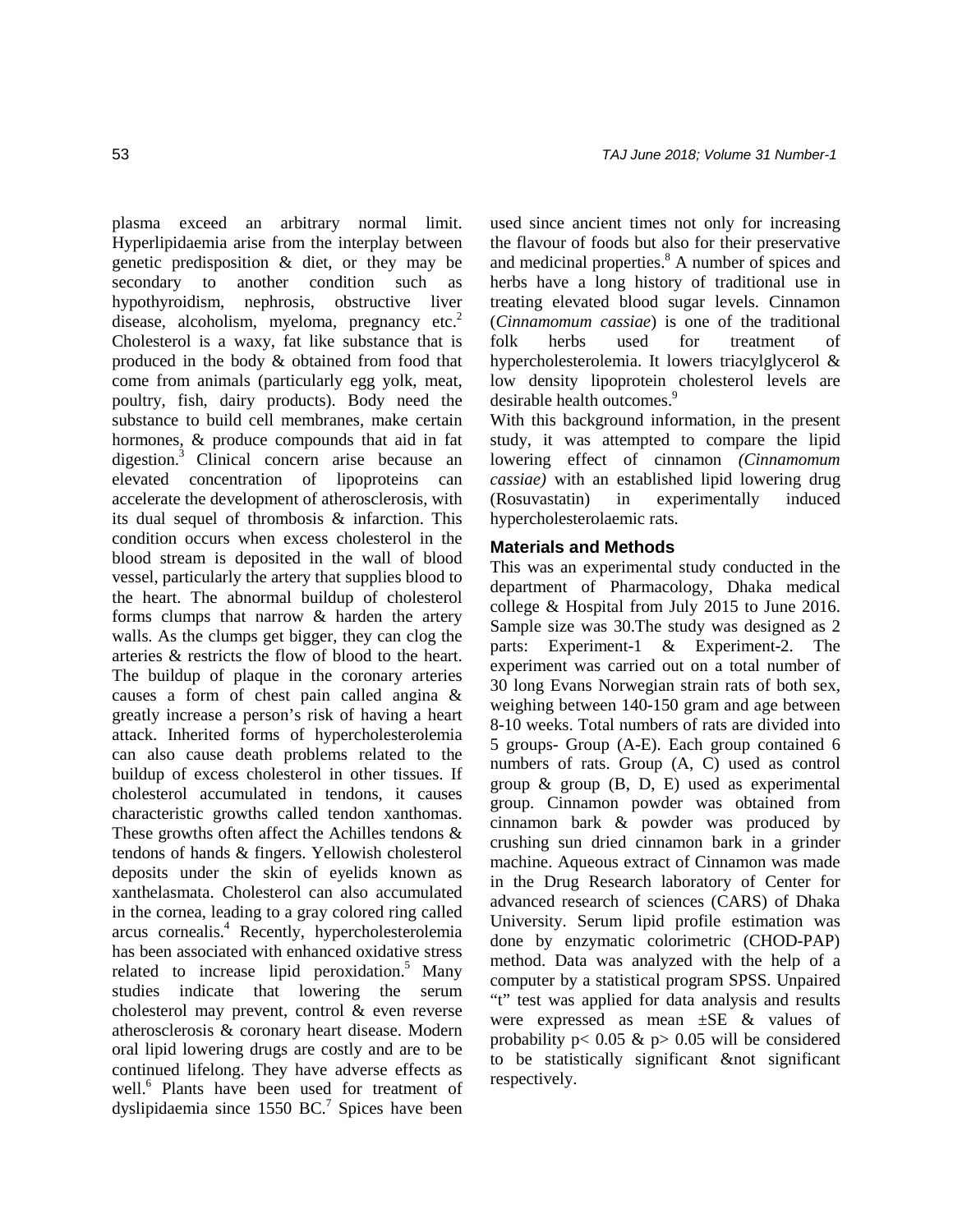plasma exceed an arbitrary normal limit. Hyperlipidaemia arise from the interplay between genetic predisposition & diet, or they may be secondary to another condition such as hypothyroidism, nephrosis, obstructive liver disease, alcoholism, myeloma, pregnancy etc.[2] Cholesterol is a waxy, fat like substance that is produced in the body & obtained from food that come from animals (particularly egg yolk, meat, poultry, fish, dairy products). Body need the substance to build cell membranes, make certain hormones, & produce compounds that aid in fat digestion.[3] Clinical concern arise because an elevated concentration of lipoproteins can accelerate the development of atherosclerosis, with its dual sequel of thrombosis & infarction. This condition occurs when excess cholesterol in the blood stream is deposited in the wall of blood vessel, particularly the artery that supplies blood to the heart. The abnormal buildup of cholesterol forms clumps that narrow & harden the artery walls. As the clumps get bigger, they can clog the arteries & restricts the flow of blood to the heart. The buildup of plaque in the coronary arteries causes a form of chest pain called angina & greatly increase a person's risk of having a heart attack. Inherited forms of hypercholesterolemia can also cause death problems related to the buildup of excess cholesterol in other tissues. If cholesterol accumulated in tendons, it causes characteristic growths called tendon xanthomas. These growths often affect the Achilles tendons & tendons of hands & fingers. Yellowish cholesterol deposits under the skin of eyelids known as xanthelasmata. Cholesterol can also accumulated in the cornea, leading to a gray colored ring called arcus cornealis.[4] Recently, hypercholesterolemia has been associated with enhanced oxidative stress related to increase lipid peroxidation.[5] Many studies indicate that lowering the serum cholesterol may prevent, control & even reverse atherosclerosis & coronary heart disease. Modern oral lipid lowering drugs are costly and are to be continued lifelong. They have adverse effects as well.[6] Plants have been used for treatment of dyslipidaemia since 1550 BC.[7] Spices have been used since ancient times not only for increasing the flavour of foods but also for their preservative and medicinal properties.[8] A number of spices and herbs have a long history of traditional use in treating elevated blood sugar levels. Cinnamon (*Cinnamomum cassiae*) is one of the traditional folk herbs used for treatment of hypercholesterolemia. It lowers triacylglycerol & low density lipoprotein cholesterol levels are desirable health outcomes.[9]

With this background information, in the present study, it was attempted to compare the lipid lowering effect of cinnamon *(Cinnamomum cassiae)* with an established lipid lowering drug (Rosuvastatin) in experimentally induced hypercholesterolaemic rats.

## Materials and Methods

This was an experimental study conducted in the department of Pharmacology, Dhaka medical college & Hospital from July 2015 to June 2016. Sample size was 30.The study was designed as 2 parts: Experiment-1 & Experiment-2. The experiment was carried out on a total number of 30 long Evans Norwegian strain rats of both sex, weighing between 140-150 gram and age between 8-10 weeks. Total numbers of rats are divided into 5 groups- Group (A-E). Each group contained 6 numbers of rats. Group (A, C) used as control group & group (B, D, E) used as experimental group. Cinnamon powder was obtained from cinnamon bark & powder was produced by crushing sun dried cinnamon bark in a grinder machine. Aqueous extract of Cinnamon was made in the Drug Research laboratory of Center for advanced research of sciences (CARS) of Dhaka University. Serum lipid profile estimation was done by enzymatic colorimetric (CHOD-PAP) method. Data was analyzed with the help of a computer by a statistical program SPSS. Unpaired "t" test was applied for data analysis and results were expressed as mean ±SE & values of probability $p < 0.05$ & $p > 0.05$ will be considered to be statistically significant &not significant respectively.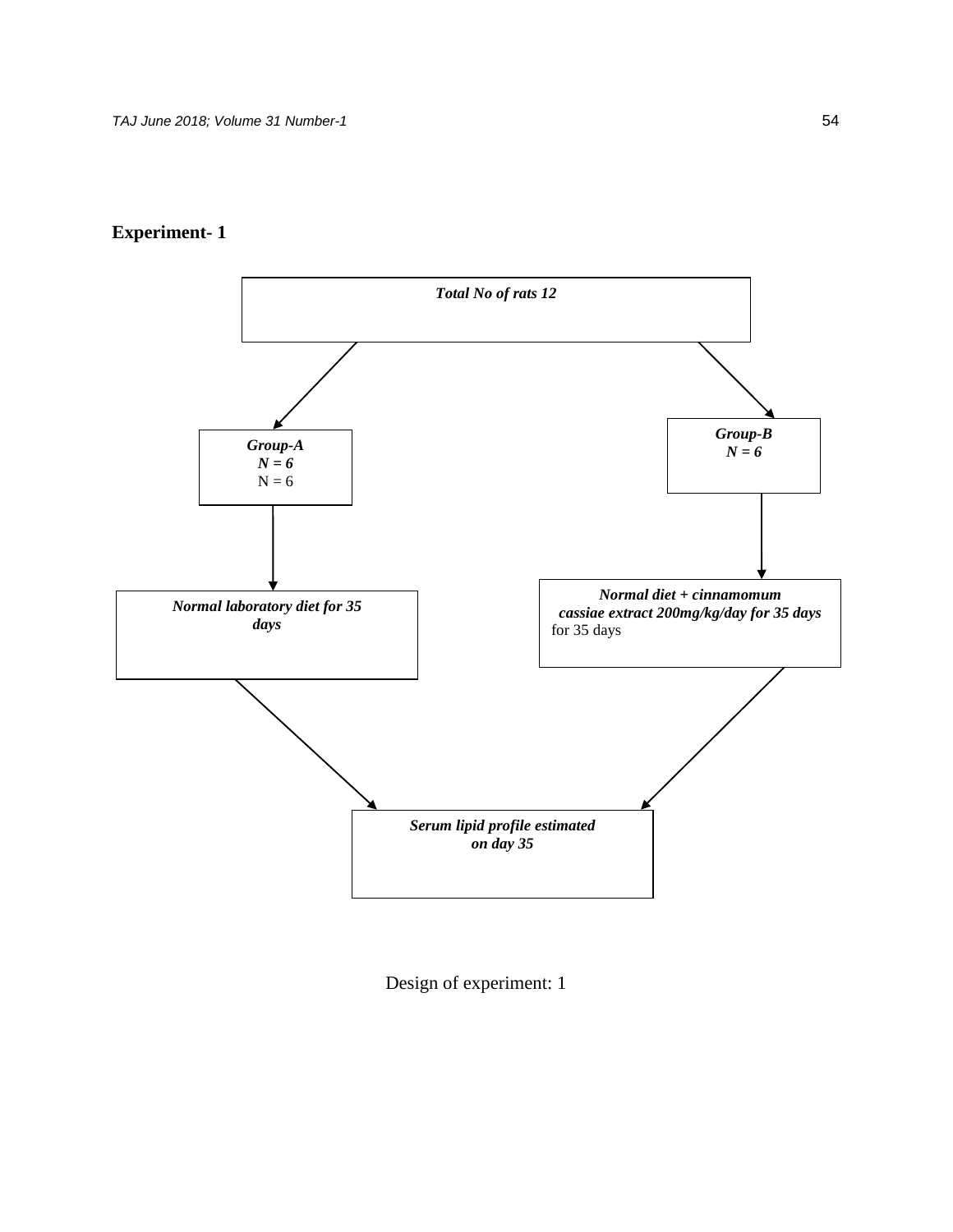**Experiment- 1**

*Total No of rats 12*

*Group-A*
*N = 6*
N = 6

*Group-B*
*N = 6*

*Normal laboratory diet for 35 days*

*Normal diet + cinnamomum cassiae extract 200mg/kg/day for 35 days*
for 35 days

*Serum lipid profile estimated on day 35*

Design of experiment: 1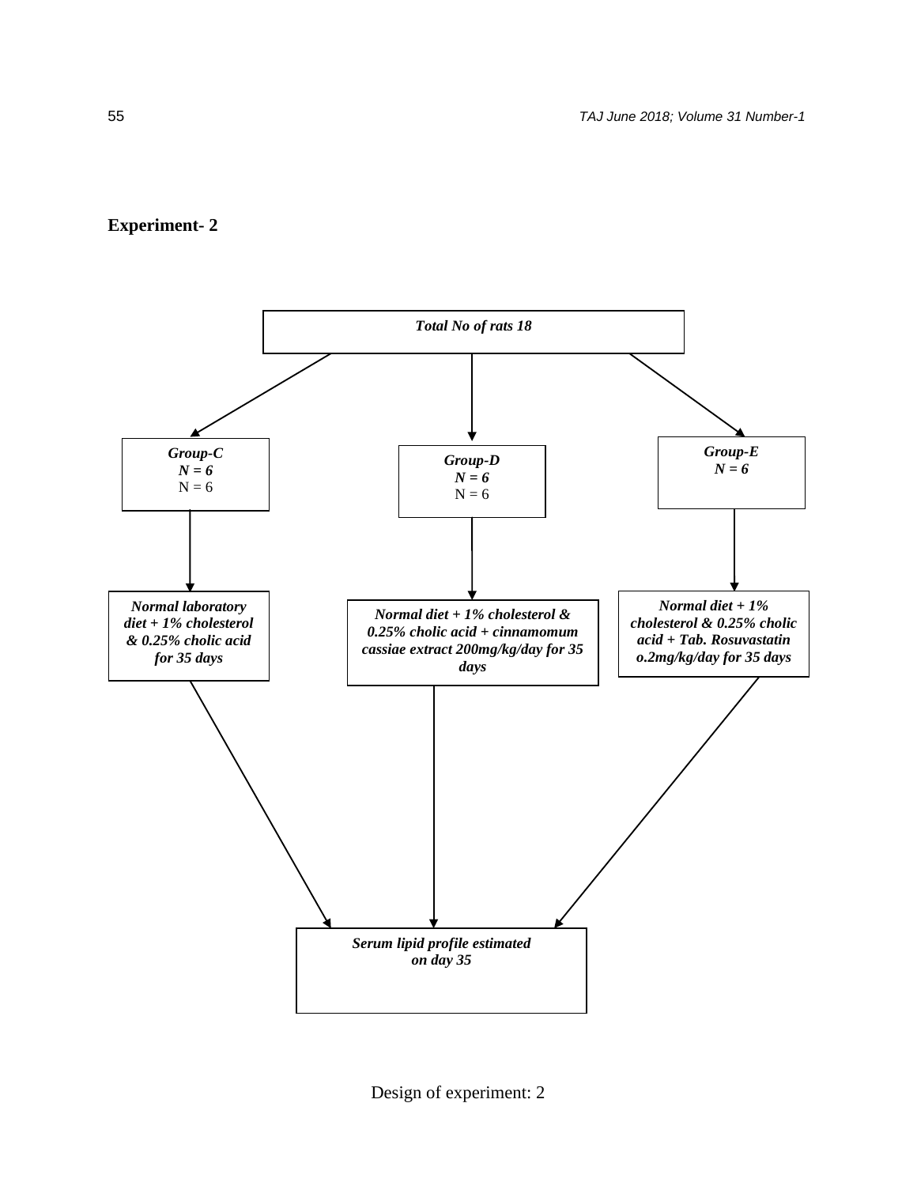**Experiment- 2**

***Total No of rats 18***

***Group-C***
***N = 6***
N = 6

***Group-D***
***N = 6***
N = 6

***Group-E***
***N = 6***

***Normal laboratory diet + 1% cholesterol & 0.25% cholic acid for 35 days***

***Normal diet + 1% cholesterol & 0.25% cholic acid + cinnamomum cassiae extract 200mg/kg/day for 35 days***

***Normal diet + 1% cholesterol & 0.25% cholic acid + Tab. Rosuvastatin o.2mg/kg/day for 35 days***

***Serum lipid profile estimated on day 35***

Design of experiment: 2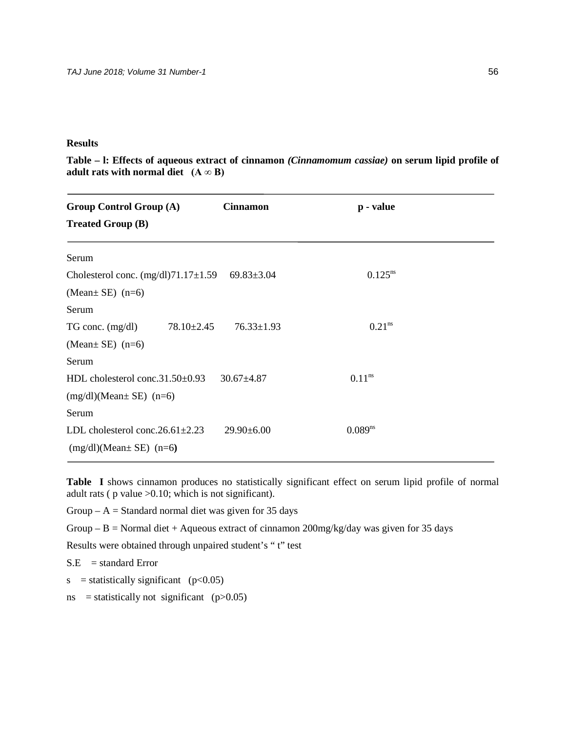**Results**

**Table – l: Effects of aqueous extract of cinnamon *(Cinnamomum cassiae)* on serum lipid profile of adult rats with normal diet (A ∞ B)**

| Group Control Group (A) Treated Group (B) | | Cinnamon | p - value |
|---|---|---|---|
| Serum Cholesterol conc. (mg/dl) (Mean± SE) (n=6) | 71.17±1.59 | 69.83±3.04 | 0.125[ns] |
| Serum TG conc. (mg/dl) (Mean± SE) (n=6) | 78.10±2.45 | 76.33±1.93 | 0.21[ns] |
| Serum HDL cholesterol conc. (mg/dl)(Mean± SE) (n=6) | 31.50±0.93 | 30.67±4.87 | 0.11[ns] |
| Serum LDL cholesterol conc. (mg/dl)(Mean± SE) (n=6) | 26.61±2.23 | 29.90±6.00 | 0.089[ns] |

**Table I** shows cinnamon produces no statistically significant effect on serum lipid profile of normal adult rats ( p value >0.10; which is not significant).

Group – A = Standard normal diet was given for 35 days

Group – B = Normal diet + Aqueous extract of cinnamon 200mg/kg/day was given for 35 days

Results were obtained through unpaired student's " t" test

S.E = standard Error

s = statistically significant ($p<0.05$)

ns = statistically not significant ($p>0.05$)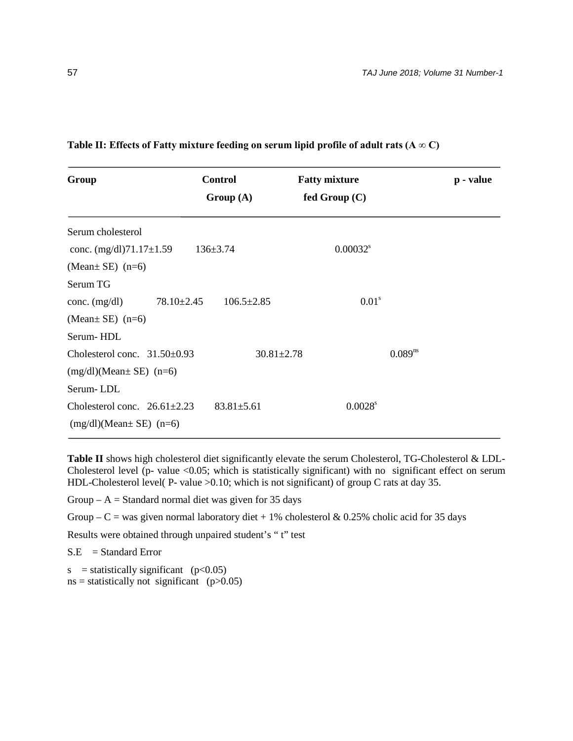**Table II: Effects of Fatty mixture feeding on serum lipid profile of adult rats (A ∞ C)**

| Group | Control Group (A) | Fatty mixture fed Group (C) | p - value |
|---|---|---|---|
| Serum cholesterol conc. (mg/dl) (Mean± SE) (n=6) | 71.17±1.59 | 136±3.74 | 0.00032[s] |
| Serum TG conc. (mg/dl) (Mean± SE) (n=6) | 78.10±2.45 | 106.5±2.85 | 0.01[s] |
| Serum- HDL Cholesterol conc. (mg/dl)(Mean± SE) (n=6) | 31.50±0.93 | 30.81±2.78 | 0.089[ns] |
| Serum- LDL Cholesterol conc. (mg/dl)(Mean± SE) (n=6) | 26.61±2.23 | 83.81±5.61 | 0.0028[s] |

**Table II** shows high cholesterol diet significantly elevate the serum Cholesterol, TG-Cholesterol & LDL-Cholesterol level (p- value <0.05; which is statistically significant) with no significant effect on serum HDL-Cholesterol level( P- value >0.10; which is not significant) of group C rats at day 35.

Group – A = Standard normal diet was given for 35 days

Group – C = was given normal laboratory diet + 1% cholesterol & 0.25% cholic acid for 35 days

Results were obtained through unpaired student's " t" test

S.E = Standard Error

s = statistically significant ($p<0.05$)
ns = statistically not significant ($p>0.05$)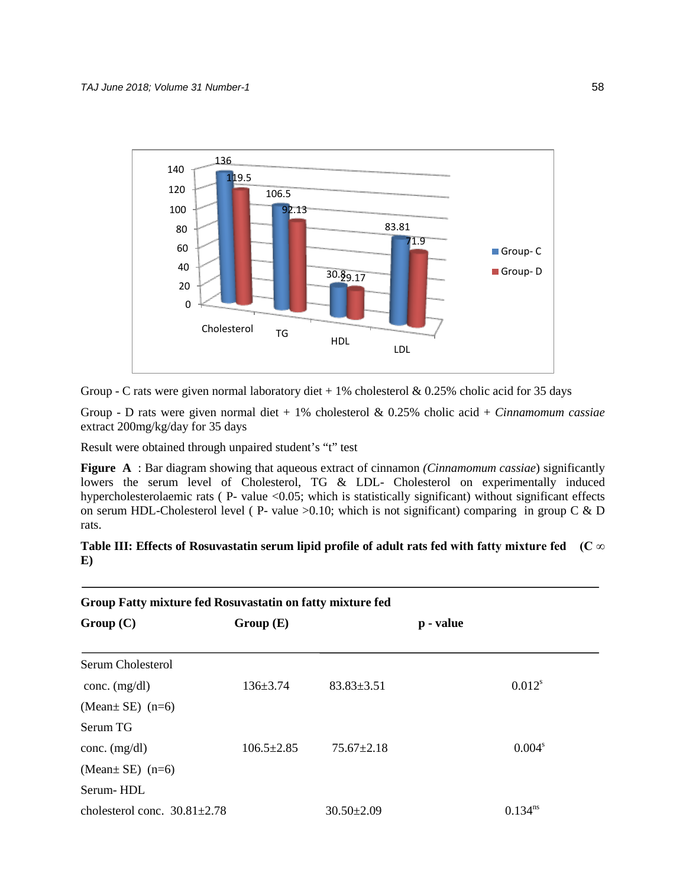Group - C rats were given normal laboratory diet + 1% cholesterol & 0.25% cholic acid for 35 days

Group - D rats were given normal diet + 1% cholesterol & 0.25% cholic acid + *Cinnamomum cassiae* extract 200mg/kg/day for 35 days

Result were obtained through unpaired student's "t" test

**Figure A** : Bar diagram showing that aqueous extract of cinnamon *(Cinnamomum cassiae*) significantly lowers the serum level of Cholesterol, TG & LDL- Cholesterol on experimentally induced hypercholesterolaemic rats ( P- value <0.05; which is statistically significant) without significant effects on serum HDL-Cholesterol level ( P- value >0.10; which is not significant) comparing in group C & D rats.

**Table III: Effects of Rosuvastatin serum lipid profile of adult rats fed with fatty mixture fed (C ∞ E)**

| Group | Fatty mixture fed Group (C) | Rosuvastatin on fatty mixture fed Group (E) | p - value |
|---|---|---|---|
| Serum Cholesterol conc. (mg/dl) (Mean± SE) (n=6) | 136±3.74 | 83.83±3.51 | 0.012[s] |
| Serum TG conc. (mg/dl) (Mean± SE) (n=6) | 106.5±2.85 | 75.67±2.18 | 0.004[s] |
| Serum- HDL cholesterol conc. | 30.81±2.78 | 30.50±2.09 | 0.134[ns] |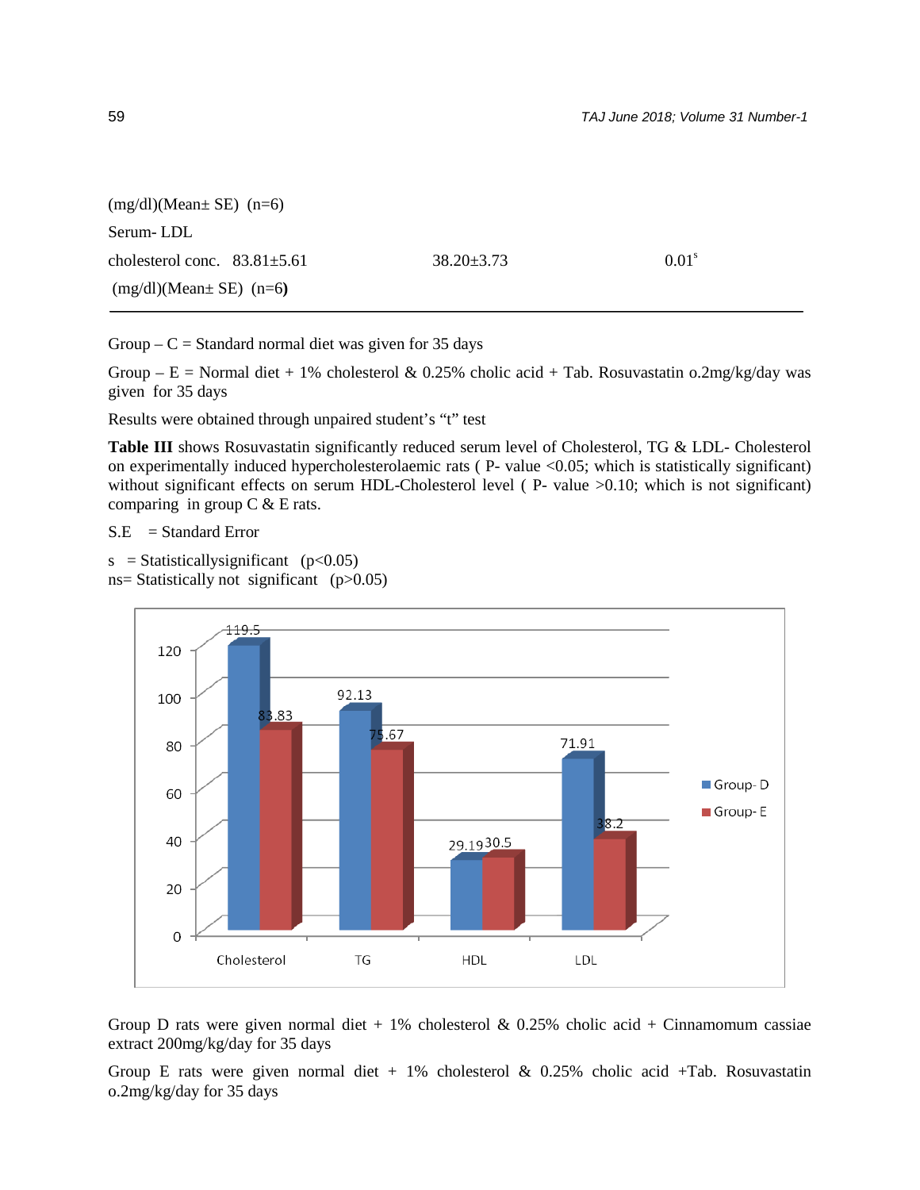| | | |
|---|---|---|
| (mg/dl)(Mean± SE) (n=6) | | |
| Serum- LDL cholesterol conc. (mg/dl)(Mean± SE) (n=6) 83.81±5.61 | 38.20±3.73 | 0.01[s] |

Group – C = Standard normal diet was given for 35 days

Group – E = Normal diet + 1% cholesterol & 0.25% cholic acid + Tab. Rosuvastatin o.2mg/kg/day was given for 35 days

Results were obtained through unpaired student's "t" test

**Table III** shows Rosuvastatin significantly reduced serum level of Cholesterol, TG & LDL- Cholesterol on experimentally induced hypercholesterolaemic rats ( P- value <0.05; which is statistically significant) without significant effects on serum HDL-Cholesterol level ( P- value >0.10; which is not significant) comparing in group C & E rats.

S.E = Standard Error

s = Statisticallysignificant (p<0.05)
ns= Statistically not significant (p>0.05)

| | Cholesterol | TG | HDL | LDL |
|---|---|---|---|---|
| Group- D | 119.5 | 92.13 | 29.19 | 71.91 |
| Group- E | 83.83 | 75.67 | 30.5 | 38.2 |

Group D rats were given normal diet + 1% cholesterol & 0.25% cholic acid + Cinnamomum cassiae extract 200mg/kg/day for 35 days

Group E rats were given normal diet + 1% cholesterol & 0.25% cholic acid +Tab. Rosuvastatin o.2mg/kg/day for 35 days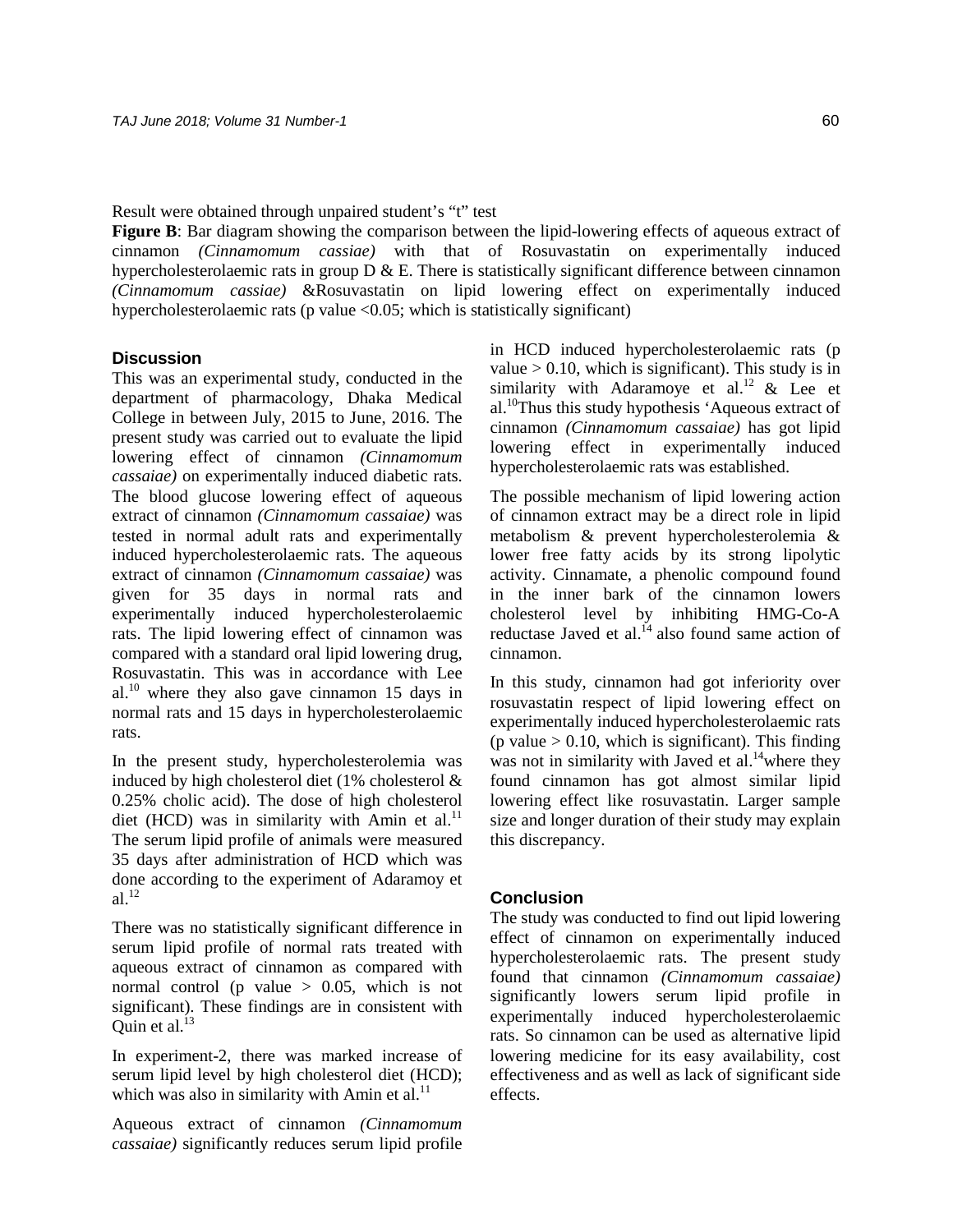Result were obtained through unpaired student's "t" test

**Figure B**: Bar diagram showing the comparison between the lipid-lowering effects of aqueous extract of cinnamon *(Cinnamomum cassiae)* with that of Rosuvastatin on experimentally induced hypercholesterolaemic rats in group D & E. There is statistically significant difference between cinnamon *(Cinnamomum cassiae)* &Rosuvastatin on lipid lowering effect on experimentally induced hypercholesterolaemic rats (p value <0.05; which is statistically significant)

## Discussion

This was an experimental study, conducted in the department of pharmacology, Dhaka Medical College in between July, 2015 to June, 2016. The present study was carried out to evaluate the lipid lowering effect of cinnamon *(Cinnamomum cassaiae)* on experimentally induced diabetic rats. The blood glucose lowering effect of aqueous extract of cinnamon *(Cinnamomum cassaiae)* was tested in normal adult rats and experimentally induced hypercholesterolaemic rats. The aqueous extract of cinnamon *(Cinnamomum cassaiae)* was given for 35 days in normal rats and experimentally induced hypercholesterolaemic rats. The lipid lowering effect of cinnamon was compared with a standard oral lipid lowering drug, Rosuvastatin. This was in accordance with Lee al.[10] where they also gave cinnamon 15 days in normal rats and 15 days in hypercholesterolaemic rats.

In the present study, hypercholesterolemia was induced by high cholesterol diet (1% cholesterol & 0.25% cholic acid). The dose of high cholesterol diet (HCD) was in similarity with Amin et al.[11] The serum lipid profile of animals were measured 35 days after administration of HCD which was done according to the experiment of Adaramoy et al.[12]

There was no statistically significant difference in serum lipid profile of normal rats treated with aqueous extract of cinnamon as compared with normal control (p value > 0.05, which is not significant). These findings are in consistent with Quin et al.[13]

In experiment-2, there was marked increase of serum lipid level by high cholesterol diet (HCD); which was also in similarity with Amin et al.[11]

Aqueous extract of cinnamon *(Cinnamomum cassaiae)* significantly reduces serum lipid profile in HCD induced hypercholesterolaemic rats (p value > 0.10, which is significant). This study is in similarity with Adaramoye et al.[12] & Lee et al.[10]Thus this study hypothesis 'Aqueous extract of cinnamon *(Cinnamomum cassaiae)* has got lipid lowering effect in experimentally induced hypercholesterolaemic rats was established.

The possible mechanism of lipid lowering action of cinnamon extract may be a direct role in lipid metabolism & prevent hypercholesterolemia & lower free fatty acids by its strong lipolytic activity. Cinnamate, a phenolic compound found in the inner bark of the cinnamon lowers cholesterol level by inhibiting HMG-Co-A reductase Javed et al.[14] also found same action of cinnamon.

In this study, cinnamon had got inferiority over rosuvastatin respect of lipid lowering effect on experimentally induced hypercholesterolaemic rats (p value > 0.10, which is significant). This finding was not in similarity with Javed et al.[14]where they found cinnamon has got almost similar lipid lowering effect like rosuvastatin. Larger sample size and longer duration of their study may explain this discrepancy.

## Conclusion

The study was conducted to find out lipid lowering effect of cinnamon on experimentally induced hypercholesterolaemic rats. The present study found that cinnamon *(Cinnamomum cassaiae)* significantly lowers serum lipid profile in experimentally induced hypercholesterolaemic rats. So cinnamon can be used as alternative lipid lowering medicine for its easy availability, cost effectiveness and as well as lack of significant side effects.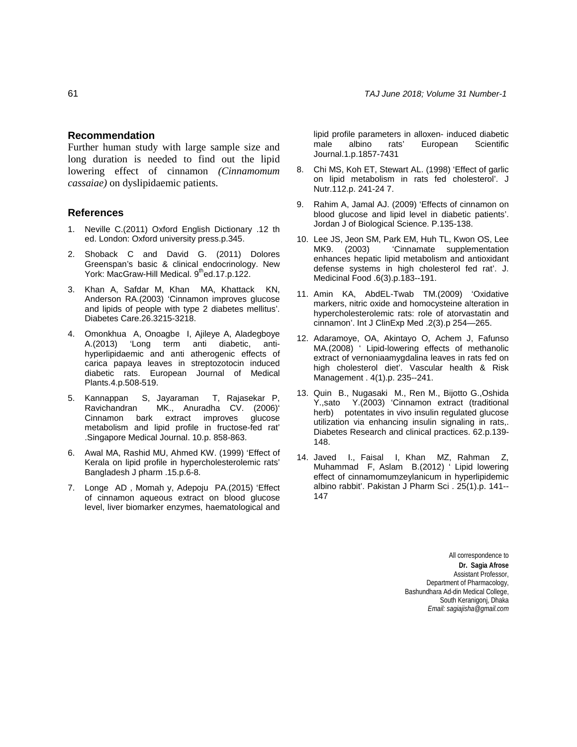## Recommendation

Further human study with large sample size and long duration is needed to find out the lipid lowering effect of cinnamon *(Cinnamomum cassaiae)* on dyslipidaemic patients.

## References

1. Neville C.(2011) Oxford English Dictionary .12 th ed. London: Oxford university press.p.345.
2. Shoback C and David G. (2011) Dolores Greenspan's basic & clinical endocrinology. New York: MacGraw-Hill Medical. 9[th]ed.17.p.122.
3. Khan A, Safdar M, Khan MA, Khattack KN, Anderson RA.(2003) 'Cinnamon improves glucose and lipids of people with type 2 diabetes mellitus'. Diabetes Care.26.3215-3218.
4. Omonkhua A, Onoagbe I, Ajileye A, Aladegboye A.(2013) 'Long term anti diabetic, anti-hyperlipidaemic and anti atherogenic effects of carica papaya leaves in streptozotocin induced diabetic rats. European Journal of Medical Plants.4.p.508-519.
5. Kannappan S, Jayaraman T, Rajasekar P, Ravichandran MK., Anuradha CV. (2006)' Cinnamon bark extract improves glucose metabolism and lipid profile in fructose-fed rat' .Singapore Medical Journal. 10.p. 858-863.
6. Awal MA, Rashid MU, Ahmed KW. (1999) 'Effect of Kerala on lipid profile in hypercholesterolemic rats' Bangladesh J pharm .15.p.6-8.
7. Longe AD , Momah y, Adepoju PA.(2015) 'Effect of cinnamon aqueous extract on blood glucose level, liver biomarker enzymes, haematological and lipid profile parameters in alloxen- induced diabetic male albino rats' European Scientific Journal.1.p.1857-7431
8. Chi MS, Koh ET, Stewart AL. (1998) 'Effect of garlic on lipid metabolism in rats fed cholesterol'. J Nutr.112.p. 241-24 7.
9. Rahim A, Jamal AJ. (2009) 'Effects of cinnamon on blood glucose and lipid level in diabetic patients'. Jordan J of Biological Science. P.135-138.
10. Lee JS, Jeon SM, Park EM, Huh TL, Kwon OS, Lee MK9. (2003) 'Cinnamate supplementation enhances hepatic lipid metabolism and antioxidant defense systems in high cholesterol fed rat'. J. Medicinal Food .6(3).p.183--191.
11. Amin KA, AbdEL-Twab TM.(2009) 'Oxidative markers, nitric oxide and homocysteine alteration in hypercholesterolemic rats: role of atorvastatin and cinnamon'. Int J ClinExp Med .2(3).p 254—265.
12. Adaramoye, OA, Akintayo O, Achem J, Fafunso MA.(2008) ' Lipid-lowering effects of methanolic extract of vernoniaamygdalina leaves in rats fed on high cholesterol diet'. Vascular health & Risk Management . 4(1).p. 235--241.
13. Quin B., Nugasaki M., Ren M., Bijotto G.,Oshida Y.,sato Y.(2003) 'Cinnamon extract (traditional herb) potentates in vivo insulin regulated glucose utilization via enhancing insulin signaling in rats,. Diabetes Research and clinical practices. 62.p.139-148.
14. Javed I., Faisal I, Khan MZ, Rahman Z, Muhammad F, Aslam B.(2012) ' Lipid lowering effect of cinnamomumzeylanicum in hyperlipidemic albino rabbit'. Pakistan J Pharm Sci . 25(1).p. 141--147

All correspondence to
**Dr. Sagia Afrose**
Assistant Professor,
Department of Pharmacology,
Bashundhara Ad-din Medical College,
South Keranigonj, Dhaka
*Email: sagiajisha@gmail.com*